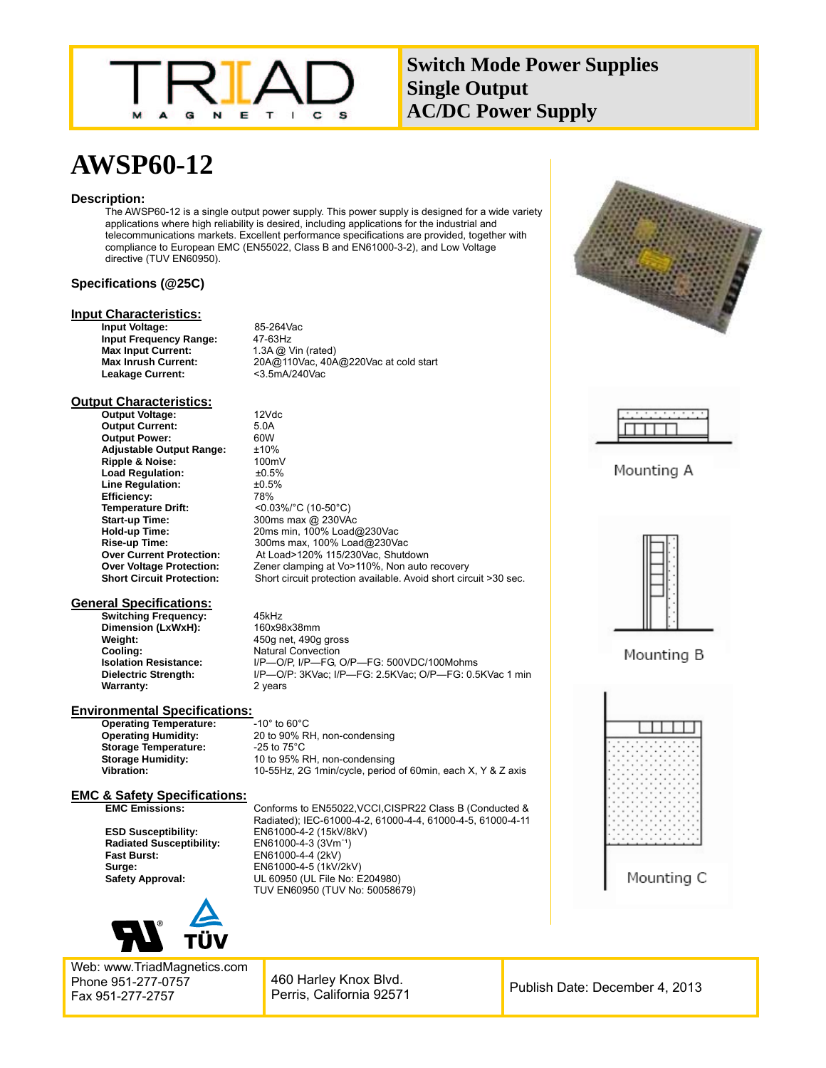Switch Mode Power Supplies
Single Output
AC/DC Power Supply

# AWSP60-12

### Description:

The AWSP60-12 is a single output power supply. This power supply is designed for a wide variety applications where high reliability is desired, including applications for the industrial and telecommunications markets. Excellent performance specifications are provided, together with compliance to European EMC (EN55022, Class B and EN61000-3-2), and Low Voltage directive (TUV EN60950).

### Specifications (@25C)

## Input Characteristics:

| | |
|---|---|
| **Input Voltage:** | 85-264Vac |
| **Input Frequency Range:** | 47-63Hz |
| **Max Input Current:** | 1.3A @ Vin (rated) |
| **Max Inrush Current:** | 20A@110Vac, 40A@220Vac at cold start |
| **Leakage Current:** | <3.5mA/240Vac |

## Output Characteristics:

| | |
|---|---|
| **Output Voltage:** | 12Vdc |
| **Output Current:** | 5.0A |
| **Output Power:** | 60W |
| **Adjustable Output Range:** | ±10% |
| **Ripple & Noise:** | 100mV |
| **Load Regulation:** | ±0.5% |
| **Line Regulation:** | ±0.5% |
| **Efficiency:** | 78% |
| **Temperature Drift:** | <0.03%/°C (10-50°C) |
| **Start-up Time:** | 300ms max @ 230VAc |
| **Hold-up Time:** | 20ms min, 100% Load@230Vac |
| **Rise-up Time:** | 300ms max, 100% Load@230Vac |
| **Over Current Protection:** | At Load>120% 115/230Vac, Shutdown |
| **Over Voltage Protection:** | Zener clamping at Vo>110%, Non auto recovery |
| **Short Circuit Protection:** | Short circuit protection available. Avoid short circuit >30 sec. |

## General Specifications:

| | |
|---|---|
| **Switching Frequency:** | 45kHz |
| **Dimension (LxWxH):** | 160x98x38mm |
| **Weight:** | 450g net, 490g gross |
| **Cooling:** | Natural Convection |
| **Isolation Resistance:** | I/P—O/P, I/P—FG, O/P—FG: 500VDC/100Mohms |
| **Dielectric Strength:** | I/P—O/P: 3KVac; I/P—FG: 2.5KVac; O/P—FG: 0.5KVac 1 min |
| **Warranty:** | 2 years |

## Environmental Specifications:

| | |
|---|---|
| **Operating Temperature:** | -10° to 60°C |
| **Operating Humidity:** | 20 to 90% RH, non-condensing |
| **Storage Temperature:** | -25 to 75°C |
| **Storage Humidity:** | 10 to 95% RH, non-condensing |
| **Vibration:** | 10-55Hz, 2G 1min/cycle, period of 60min, each X, Y & Z axis |

## EMC & Safety Specifications:

| | |
|---|---|
| **EMC Emissions:** | Conforms to EN55022,VCCI,CISPR22 Class B (Conducted & Radiated); IEC-61000-4-2, 61000-4-4, 61000-4-5, 61000-4-11 |
| **ESD Susceptibility:** | EN61000-4-2 (15kV/8kV) |
| **Radiated Susceptibility:** | EN61000-4-3 ($3Vm^{-1}$) |
| **Fast Burst:** | EN61000-4-4 (2kV) |
| **Surge:** | EN61000-4-5 (1kV/2kV) |
| **Safety Approval:** | UL 60950 (UL File No: E204980)<br>TUV EN60950 (TUV No: 50058679) |

Mounting A

Mounting B

Mounting C

Web: www.TriadMagnetics.com
Phone 951-277-0757
Fax 951-277-2757

460 Harley Knox Blvd.
Perris, California 92571

Publish Date: December 4, 2013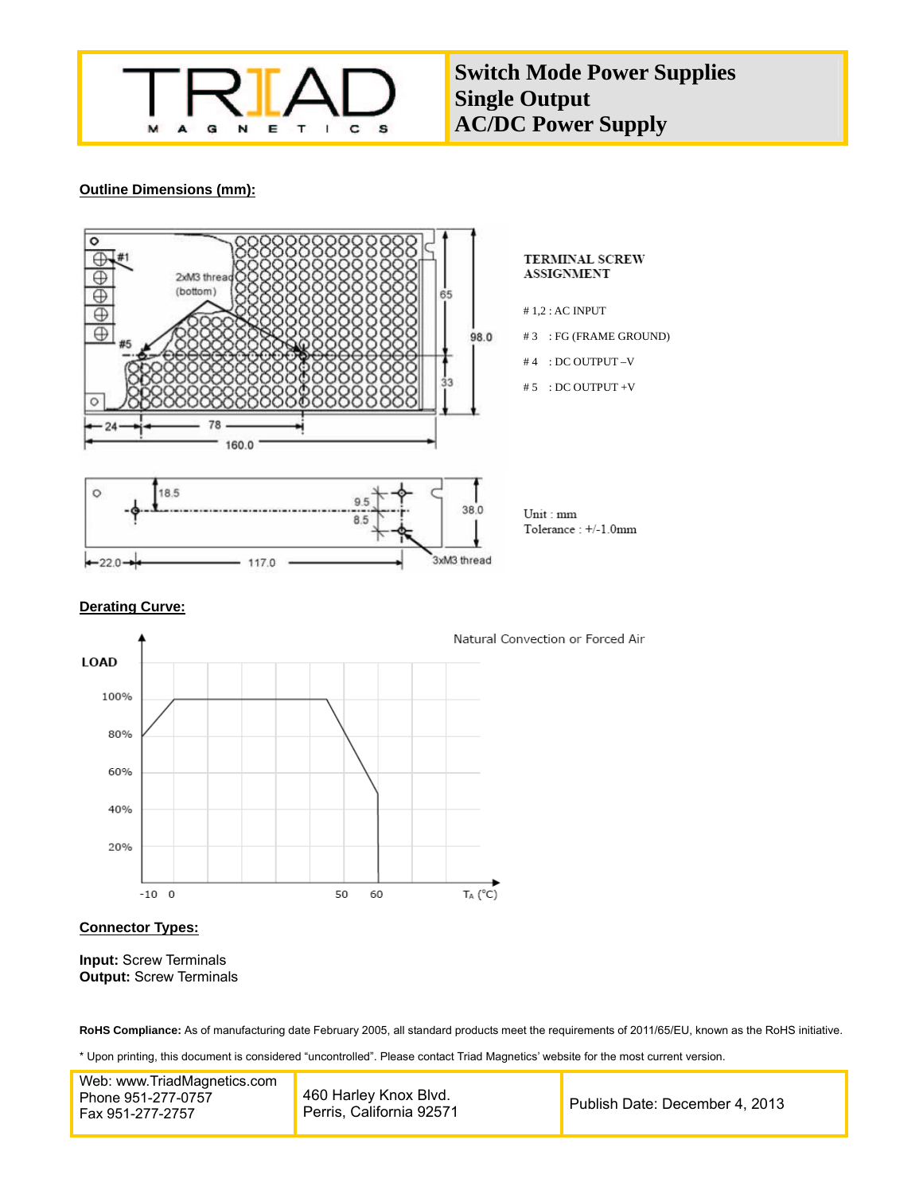## Switch Mode Power Supplies
## Single Output
## AC/DC Power Supply

**Outline Dimensions (mm):**

#1

2xM3 thread (bottom)

#5

65

98.0

33

24

78

160.0

18.5

9.5

8.5

38.0

22.0

117.0

3xM3 thread

TERMINAL SCREW ASSIGNMENT

# 1,2 : AC INPUT

# 3 : FG (FRAME GROUND)

# 4 : DC OUTPUT –V

# 5 : DC OUTPUT +V

Unit : mm

Tolerance : +/-1.0mm

**Derating Curve:**

Natural Convection or Forced Air

LOAD

100%

80%

60%

40%

20%

-10 0 50 60

$T_A$ (°C)

**Connector Types:**

**Input:** Screw Terminals
**Output:** Screw Terminals

**RoHS Compliance:** As of manufacturing date February 2005, all standard products meet the requirements of 2011/65/EU, known as the RoHS initiative.

* Upon printing, this document is considered "uncontrolled". Please contact Triad Magnetics' website for the most current version.

| | | |
|---|---|---|
| Web: www.TriadMagnetics.com<br>Phone 951-277-0757<br>Fax 951-277-2757 | 460 Harley Knox Blvd.<br>Perris, California 92571 | Publish Date: December 4, 2013 |